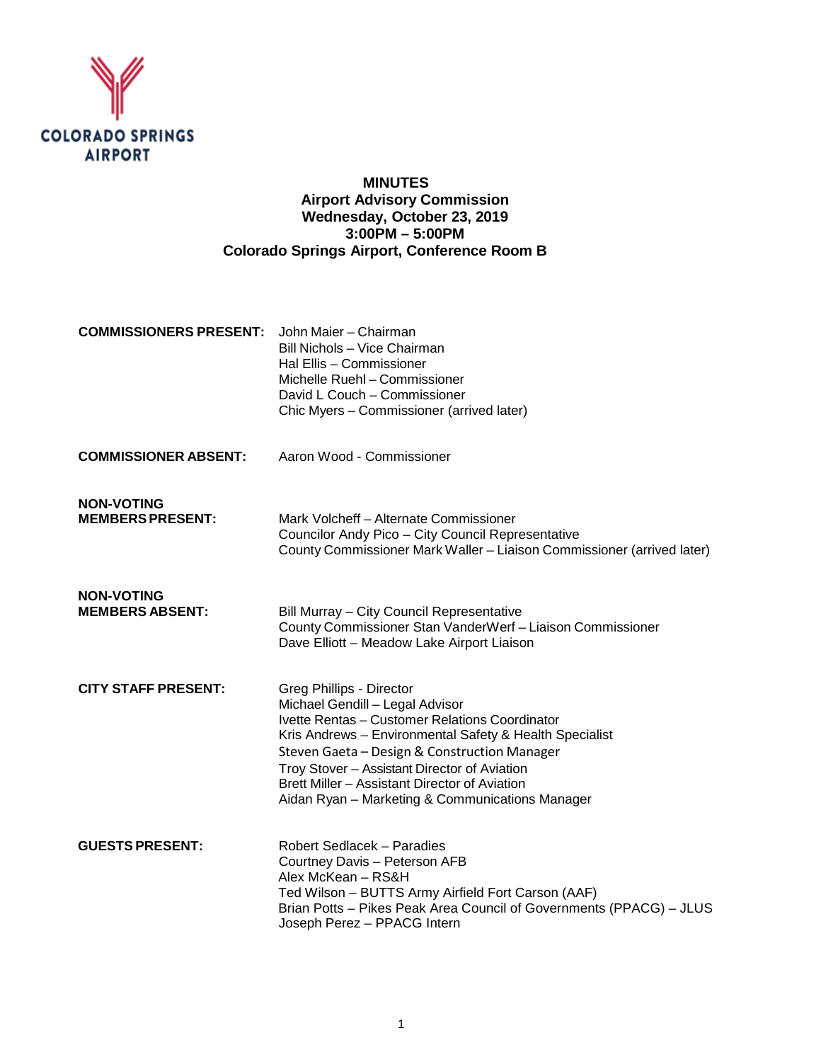COLORADO SPRINGS AIRPORT

# MINUTES
## Airport Advisory Commission
**Wednesday, October 23, 2019**
**3:00PM – 5:00PM**
**Colorado Springs Airport, Conference Room B**

**COMMISSIONERS PRESENT:**
John Maier – Chairman
Bill Nichols – Vice Chairman
Hal Ellis – Commissioner
Michelle Ruehl – Commissioner
David L Couch – Commissioner
Chic Myers – Commissioner (arrived later)

**COMMISSIONER ABSENT:**
Aaron Wood - Commissioner

**NON-VOTING MEMBERS PRESENT:**
Mark Volcheff – Alternate Commissioner
Councilor Andy Pico – City Council Representative
County Commissioner Mark Waller – Liaison Commissioner (arrived later)

**NON-VOTING MEMBERS ABSENT:**
Bill Murray – City Council Representative
County Commissioner Stan VanderWerf – Liaison Commissioner
Dave Elliott – Meadow Lake Airport Liaison

**CITY STAFF PRESENT:**
Greg Phillips - Director
Michael Gendill – Legal Advisor
Ivette Rentas – Customer Relations Coordinator
Kris Andrews – Environmental Safety & Health Specialist
Steven Gaeta – Design & Construction Manager
Troy Stover – Assistant Director of Aviation
Brett Miller – Assistant Director of Aviation
Aidan Ryan – Marketing & Communications Manager

**GUESTS PRESENT:**
Robert Sedlacek – Paradies
Courtney Davis – Peterson AFB
Alex McKean – RS&H
Ted Wilson – BUTTS Army Airfield Fort Carson (AAF)
Brian Potts – Pikes Peak Area Council of Governments (PPACG) – JLUS
Joseph Perez – PPACG Intern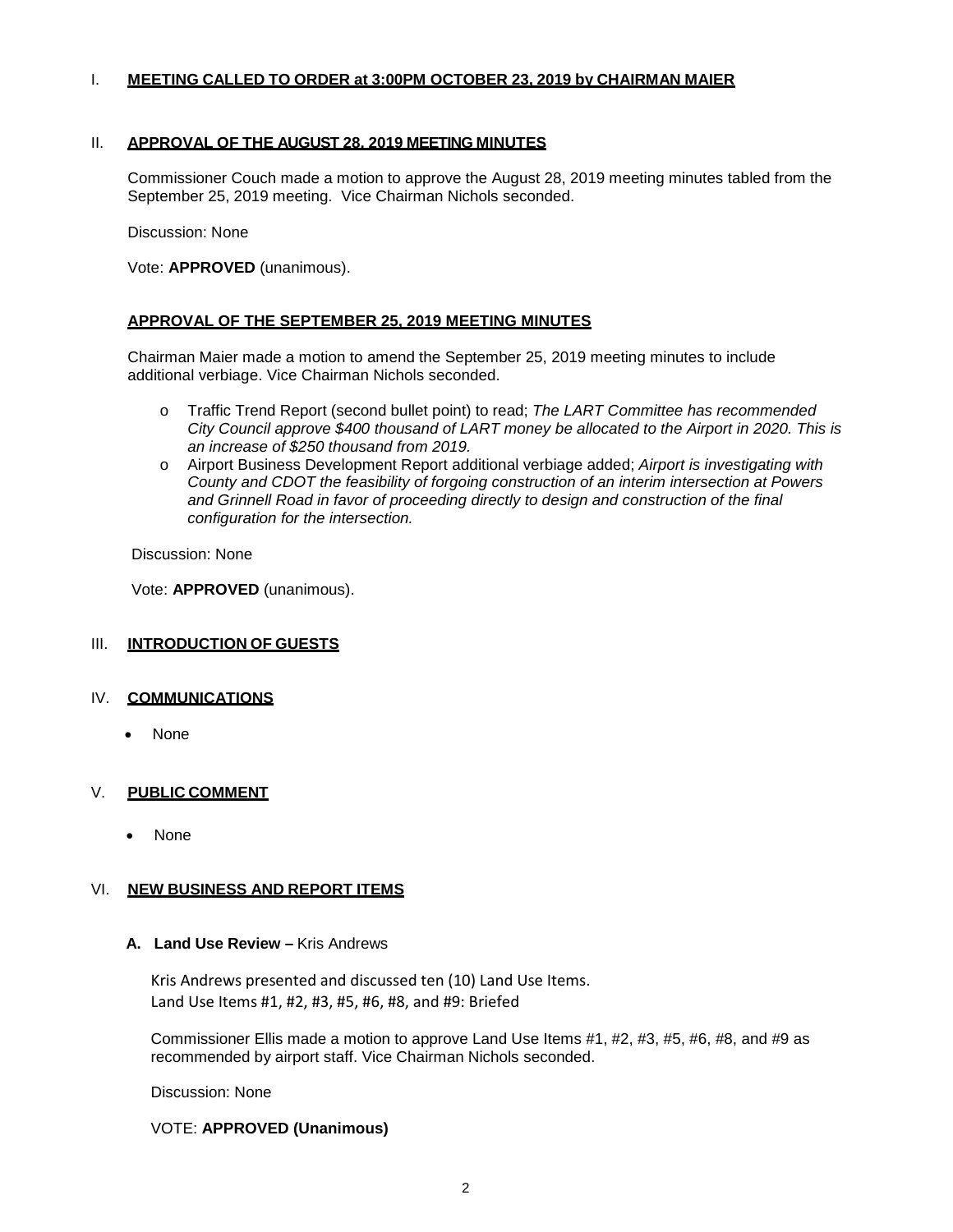## I. MEETING CALLED TO ORDER at 3:00PM OCTOBER 23, 2019 by CHAIRMAN MAIER

## II. APPROVAL OF THE AUGUST 28, 2019 MEETING MINUTES

Commissioner Couch made a motion to approve the August 28, 2019 meeting minutes tabled from the September 25, 2019 meeting. Vice Chairman Nichols seconded.

Discussion: None

Vote: **APPROVED** (unanimous).

### APPROVAL OF THE SEPTEMBER 25, 2019 MEETING MINUTES

Chairman Maier made a motion to amend the September 25, 2019 meeting minutes to include additional verbiage. Vice Chairman Nichols seconded.

- Traffic Trend Report (second bullet point) to read; *The LART Committee has recommended City Council approve $400 thousand of LART money be allocated to the Airport in 2020. This is an increase of $250 thousand from 2019.*
- Airport Business Development Report additional verbiage added; *Airport is investigating with County and CDOT the feasibility of forgoing construction of an interim intersection at Powers and Grinnell Road in favor of proceeding directly to design and construction of the final configuration for the intersection.*

Discussion: None

Vote: **APPROVED** (unanimous).

## III. INTRODUCTION OF GUESTS

## IV. COMMUNICATIONS

- None

## V. PUBLIC COMMENT

- None

## VI. NEW BUSINESS AND REPORT ITEMS

### A. Land Use Review – Kris Andrews

Kris Andrews presented and discussed ten (10) Land Use Items.
Land Use Items #1, #2, #3, #5, #6, #8, and #9: Briefed

Commissioner Ellis made a motion to approve Land Use Items #1, #2, #3, #5, #6, #8, and #9 as recommended by airport staff. Vice Chairman Nichols seconded.

Discussion: None

VOTE: **APPROVED (Unanimous)**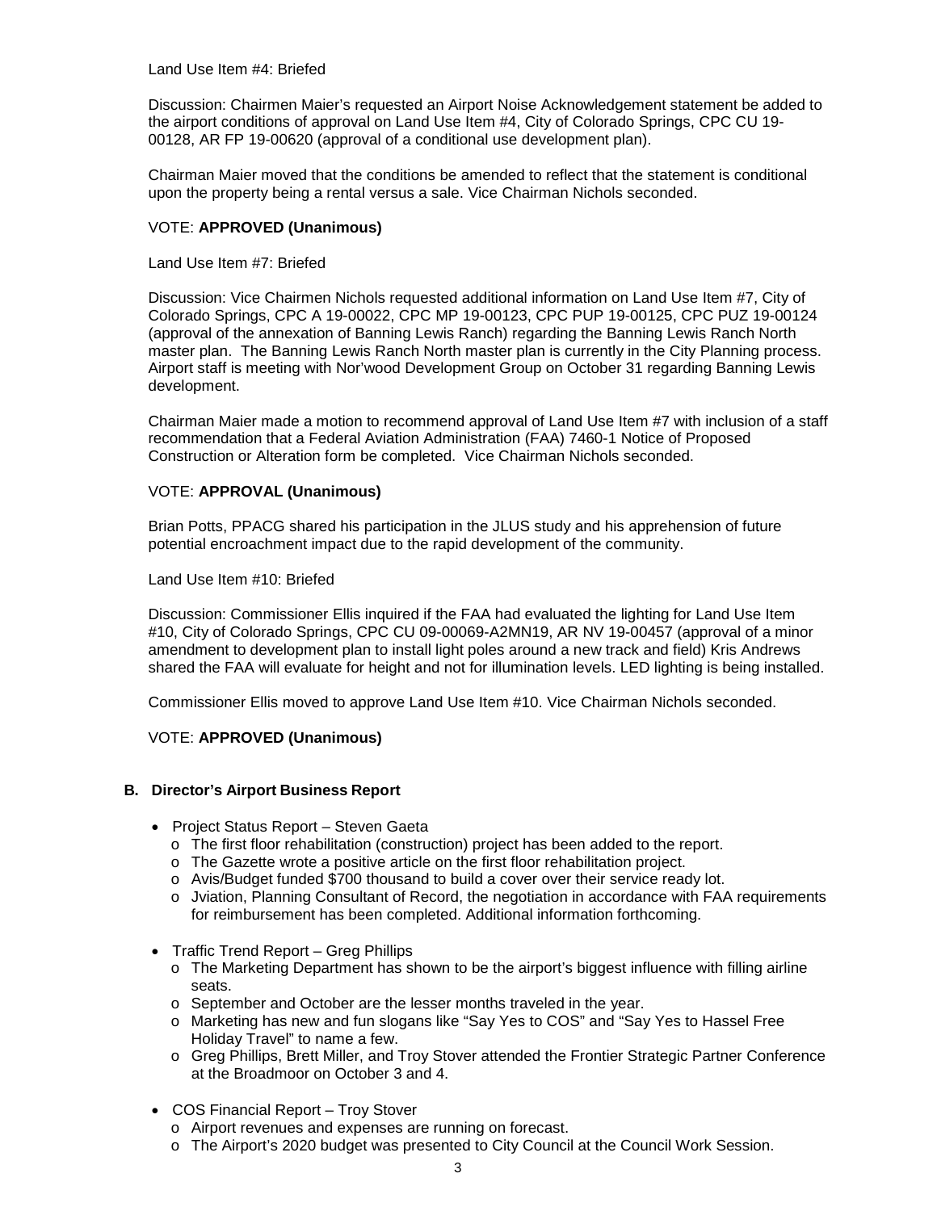Land Use Item #4: Briefed

Discussion: Chairmen Maier's requested an Airport Noise Acknowledgement statement be added to the airport conditions of approval on Land Use Item #4, City of Colorado Springs, CPC CU 19-00128, AR FP 19-00620 (approval of a conditional use development plan).

Chairman Maier moved that the conditions be amended to reflect that the statement is conditional upon the property being a rental versus a sale. Vice Chairman Nichols seconded.

VOTE: **APPROVED (Unanimous)**

Land Use Item #7: Briefed

Discussion: Vice Chairmen Nichols requested additional information on Land Use Item #7, City of Colorado Springs, CPC A 19-00022, CPC MP 19-00123, CPC PUP 19-00125, CPC PUZ 19-00124 (approval of the annexation of Banning Lewis Ranch) regarding the Banning Lewis Ranch North master plan. The Banning Lewis Ranch North master plan is currently in the City Planning process. Airport staff is meeting with Nor'wood Development Group on October 31 regarding Banning Lewis development.

Chairman Maier made a motion to recommend approval of Land Use Item #7 with inclusion of a staff recommendation that a Federal Aviation Administration (FAA) 7460-1 Notice of Proposed Construction or Alteration form be completed. Vice Chairman Nichols seconded.

VOTE: **APPROVAL (Unanimous)**

Brian Potts, PPACG shared his participation in the JLUS study and his apprehension of future potential encroachment impact due to the rapid development of the community.

Land Use Item #10: Briefed

Discussion: Commissioner Ellis inquired if the FAA had evaluated the lighting for Land Use Item #10, City of Colorado Springs, CPC CU 09-00069-A2MN19, AR NV 19-00457 (approval of a minor amendment to development plan to install light poles around a new track and field) Kris Andrews shared the FAA will evaluate for height and not for illumination levels. LED lighting is being installed.

Commissioner Ellis moved to approve Land Use Item #10. Vice Chairman Nichols seconded.

VOTE: **APPROVED (Unanimous)**

**B. Director's Airport Business Report**

- Project Status Report – Steven Gaeta
  - The first floor rehabilitation (construction) project has been added to the report.
  - The Gazette wrote a positive article on the first floor rehabilitation project.
  - Avis/Budget funded $700 thousand to build a cover over their service ready lot.
  - Jviation, Planning Consultant of Record, the negotiation in accordance with FAA requirements for reimbursement has been completed. Additional information forthcoming.
- Traffic Trend Report – Greg Phillips
  - The Marketing Department has shown to be the airport's biggest influence with filling airline seats.
  - September and October are the lesser months traveled in the year.
  - Marketing has new and fun slogans like "Say Yes to COS" and "Say Yes to Hassel Free Holiday Travel" to name a few.
  - Greg Phillips, Brett Miller, and Troy Stover attended the Frontier Strategic Partner Conference at the Broadmoor on October 3 and 4.
- COS Financial Report – Troy Stover
  - Airport revenues and expenses are running on forecast.
  - The Airport's 2020 budget was presented to City Council at the Council Work Session.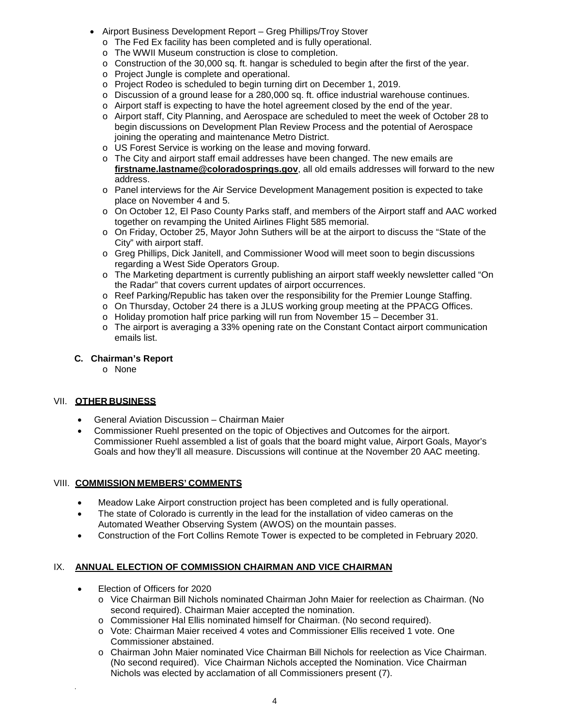- Airport Business Development Report – Greg Phillips/Troy Stover
  - The Fed Ex facility has been completed and is fully operational.
  - The WWII Museum construction is close to completion.
  - Construction of the 30,000 sq. ft. hangar is scheduled to begin after the first of the year.
  - Project Jungle is complete and operational.
  - Project Rodeo is scheduled to begin turning dirt on December 1, 2019.
  - Discussion of a ground lease for a 280,000 sq. ft. office industrial warehouse continues.
  - Airport staff is expecting to have the hotel agreement closed by the end of the year.
  - Airport staff, City Planning, and Aerospace are scheduled to meet the week of October 28 to begin discussions on Development Plan Review Process and the potential of Aerospace joining the operating and maintenance Metro District.
  - US Forest Service is working on the lease and moving forward.
  - The City and airport staff email addresses have been changed. The new emails are **firstname.lastname@coloradosprings.gov**, all old emails addresses will forward to the new address.
  - Panel interviews for the Air Service Development Management position is expected to take place on November 4 and 5.
  - On October 12, El Paso County Parks staff, and members of the Airport staff and AAC worked together on revamping the United Airlines Flight 585 memorial.
  - On Friday, October 25, Mayor John Suthers will be at the airport to discuss the "State of the City" with airport staff.
  - Greg Phillips, Dick Janitell, and Commissioner Wood will meet soon to begin discussions regarding a West Side Operators Group.
  - The Marketing department is currently publishing an airport staff weekly newsletter called "On the Radar" that covers current updates of airport occurrences.
  - Reef Parking/Republic has taken over the responsibility for the Premier Lounge Staffing.
  - On Thursday, October 24 there is a JLUS working group meeting at the PPACG Offices.
  - Holiday promotion half price parking will run from November 15 – December 31.
  - The airport is averaging a 33% opening rate on the Constant Contact airport communication emails list.

**C. Chairman's Report**

- None

## VII. OTHER BUSINESS

- General Aviation Discussion – Chairman Maier
- Commissioner Ruehl presented on the topic of Objectives and Outcomes for the airport. Commissioner Ruehl assembled a list of goals that the board might value, Airport Goals, Mayor's Goals and how they'll all measure. Discussions will continue at the November 20 AAC meeting.

## VIII. COMMISSION MEMBERS' COMMENTS

- Meadow Lake Airport construction project has been completed and is fully operational.
- The state of Colorado is currently in the lead for the installation of video cameras on the Automated Weather Observing System (AWOS) on the mountain passes.
- Construction of the Fort Collins Remote Tower is expected to be completed in February 2020.

## IX. ANNUAL ELECTION OF COMMISSION CHAIRMAN AND VICE CHAIRMAN

- Election of Officers for 2020
  - Vice Chairman Bill Nichols nominated Chairman John Maier for reelection as Chairman. (No second required). Chairman Maier accepted the nomination.
  - Commissioner Hal Ellis nominated himself for Chairman. (No second required).
  - Vote: Chairman Maier received 4 votes and Commissioner Ellis received 1 vote. One Commissioner abstained.
  - Chairman John Maier nominated Vice Chairman Bill Nichols for reelection as Vice Chairman. (No second required). Vice Chairman Nichols accepted the Nomination. Vice Chairman Nichols was elected by acclamation of all Commissioners present (7).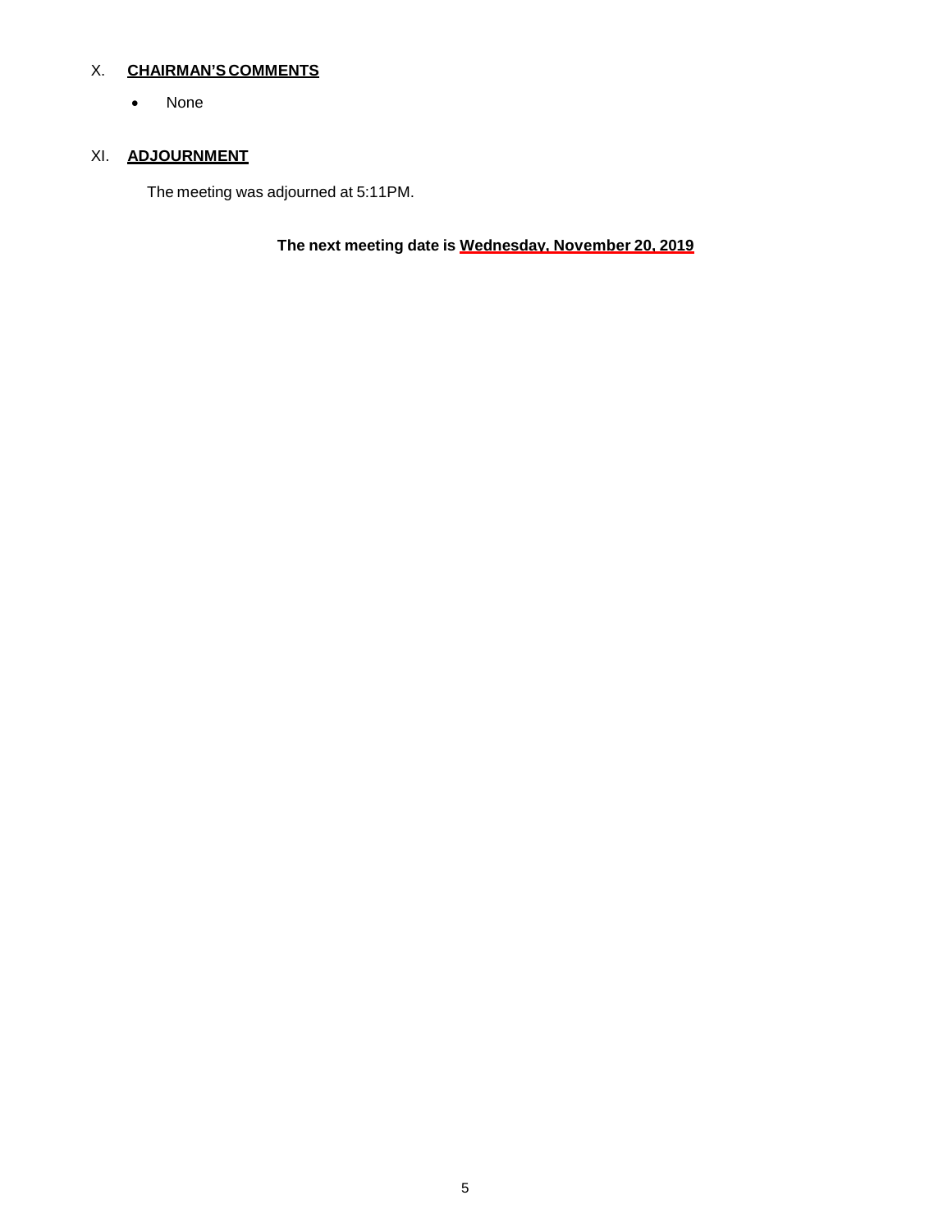## X. **CHAIRMAN'S COMMENTS**

- None

## XI. **ADJOURNMENT**

The meeting was adjourned at 5:11PM.

**The next meeting date is Wednesday, November 20, 2019**